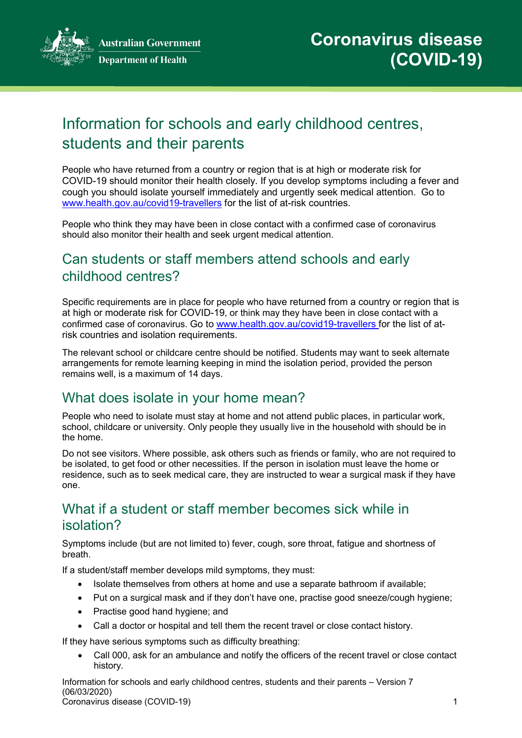Australian Government
Department of Health

# Coronavirus disease (COVID-19)

## Information for schools and early childhood centres, students and their parents

People who have returned from a country or region that is at high or moderate risk for COVID-19 should monitor their health closely. If you develop symptoms including a fever and cough you should isolate yourself immediately and urgently seek medical attention. Go to www.health.gov.au/covid19-travellers for the list of at-risk countries.

People who think they may have been in close contact with a confirmed case of coronavirus should also monitor their health and seek urgent medical attention.

## Can students or staff members attend schools and early childhood centres?

Specific requirements are in place for people who have returned from a country or region that is at high or moderate risk for COVID-19, or think may they have been in close contact with a confirmed case of coronavirus. Go to www.health.gov.au/covid19-travellers for the list of at-risk countries and isolation requirements.

The relevant school or childcare centre should be notified. Students may want to seek alternate arrangements for remote learning keeping in mind the isolation period, provided the person remains well, is a maximum of 14 days.

## What does isolate in your home mean?

People who need to isolate must stay at home and not attend public places, in particular work, school, childcare or university. Only people they usually live in the household with should be in the home.

Do not see visitors. Where possible, ask others such as friends or family, who are not required to be isolated, to get food or other necessities. If the person in isolation must leave the home or residence, such as to seek medical care, they are instructed to wear a surgical mask if they have one.

## What if a student or staff member becomes sick while in isolation?

Symptoms include (but are not limited to) fever, cough, sore throat, fatigue and shortness of breath.

If a student/staff member develops mild symptoms, they must:

- Isolate themselves from others at home and use a separate bathroom if available;
- Put on a surgical mask and if they don't have one, practise good sneeze/cough hygiene;
- Practise good hand hygiene; and
- Call a doctor or hospital and tell them the recent travel or close contact history.

If they have serious symptoms such as difficulty breathing:

- Call 000, ask for an ambulance and notify the officers of the recent travel or close contact history.

Information for schools and early childhood centres, students and their parents – Version 7 (06/03/2020)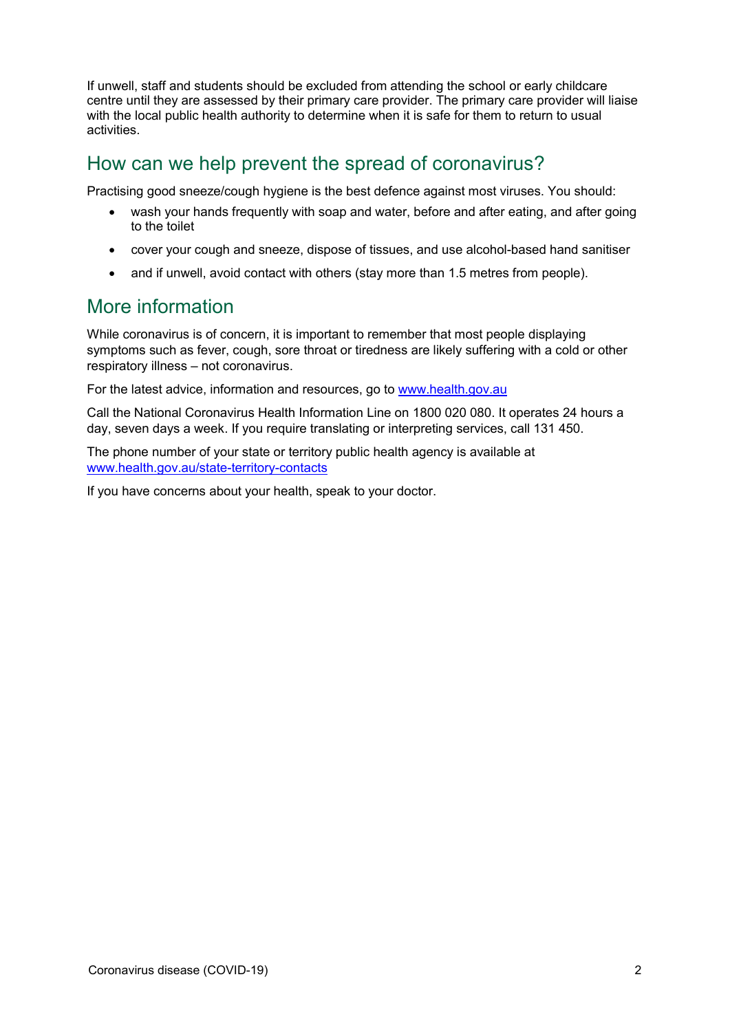If unwell, staff and students should be excluded from attending the school or early childcare centre until they are assessed by their primary care provider. The primary care provider will liaise with the local public health authority to determine when it is safe for them to return to usual activities.

## How can we help prevent the spread of coronavirus?

Practising good sneeze/cough hygiene is the best defence against most viruses. You should:

- wash your hands frequently with soap and water, before and after eating, and after going to the toilet
- cover your cough and sneeze, dispose of tissues, and use alcohol-based hand sanitiser
- and if unwell, avoid contact with others (stay more than 1.5 metres from people).

## More information

While coronavirus is of concern, it is important to remember that most people displaying symptoms such as fever, cough, sore throat or tiredness are likely suffering with a cold or other respiratory illness – not coronavirus.

For the latest advice, information and resources, go to [www.health.gov.au](http://www.health.gov.au)

Call the National Coronavirus Health Information Line on 1800 020 080. It operates 24 hours a day, seven days a week. If you require translating or interpreting services, call 131 450.

The phone number of your state or territory public health agency is available at [www.health.gov.au/state-territory-contacts](http://www.health.gov.au/state-territory-contacts)

If you have concerns about your health, speak to your doctor.